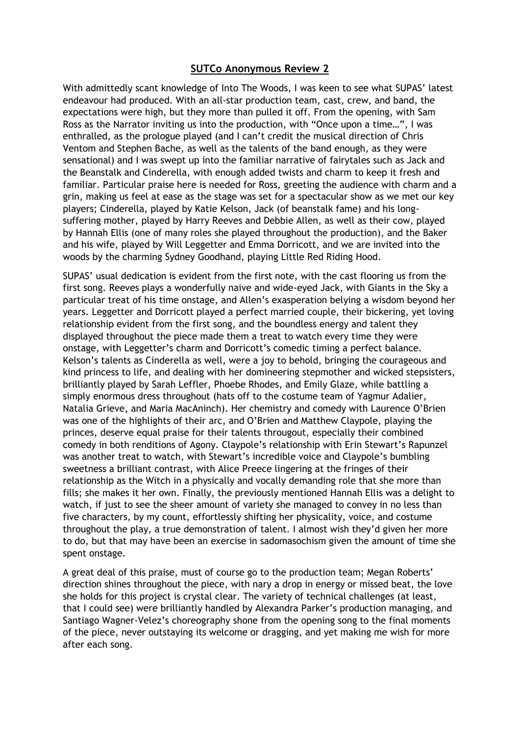## SUTCo Anonymous Review 2

With admittedly scant knowledge of Into The Woods, I was keen to see what SUPAS' latest endeavour had produced. With an all-star production team, cast, crew, and band, the expectations were high, but they more than pulled it off. From the opening, with Sam Ross as the Narrator inviting us into the production, with "Once upon a time…", I was enthralled, as the prologue played (and I can't credit the musical direction of Chris Ventom and Stephen Bache, as well as the talents of the band enough, as they were sensational) and I was swept up into the familiar narrative of fairytales such as Jack and the Beanstalk and Cinderella, with enough added twists and charm to keep it fresh and familiar. Particular praise here is needed for Ross, greeting the audience with charm and a grin, making us feel at ease as the stage was set for a spectacular show as we met our key players; Cinderella, played by Katie Kelson, Jack (of beanstalk fame) and his long-suffering mother, played by Harry Reeves and Debbie Allen, as well as their cow, played by Hannah Ellis (one of many roles she played throughout the production), and the Baker and his wife, played by Will Leggetter and Emma Dorricott, and we are invited into the woods by the charming Sydney Goodhand, playing Little Red Riding Hood.

SUPAS' usual dedication is evident from the first note, with the cast flooring us from the first song. Reeves plays a wonderfully naive and wide-eyed Jack, with Giants in the Sky a particular treat of his time onstage, and Allen's exasperation belying a wisdom beyond her years. Leggetter and Dorricott played a perfect married couple, their bickering, yet loving relationship evident from the first song, and the boundless energy and talent they displayed throughout the piece made them a treat to watch every time they were onstage, with Leggetter's charm and Dorricott's comedic timing a perfect balance. Kelson's talents as Cinderella as well, were a joy to behold, bringing the courageous and kind princess to life, and dealing with her domineering stepmother and wicked stepsisters, brilliantly played by Sarah Leffler, Phoebe Rhodes, and Emily Glaze, while battling a simply enormous dress throughout (hats off to the costume team of Yagmur Adalier, Natalia Grieve, and Maria MacAninch). Her chemistry and comedy with Laurence O'Brien was one of the highlights of their arc, and O'Brien and Matthew Claypole, playing the princes, deserve equal praise for their talents througout, especially their combined comedy in both renditions of Agony. Claypole's relationship with Erin Stewart's Rapunzel was another treat to watch, with Stewart's incredible voice and Claypole's bumbling sweetness a brilliant contrast, with Alice Preece lingering at the fringes of their relationship as the Witch in a physically and vocally demanding role that she more than fills; she makes it her own. Finally, the previously mentioned Hannah Ellis was a delight to watch, if just to see the sheer amount of variety she managed to convey in no less than five characters, by my count, effortlessly shifting her physicality, voice, and costume throughout the play, a true demonstration of talent. I almost wish they'd given her more to do, but that may have been an exercise in sadomasochism given the amount of time she spent onstage.

A great deal of this praise, must of course go to the production team; Megan Roberts' direction shines throughout the piece, with nary a drop in energy or missed beat, the love she holds for this project is crystal clear. The variety of technical challenges (at least, that I could see) were brilliantly handled by Alexandra Parker's production managing, and Santiago Wagner-Velez's choreography shone from the opening song to the final moments of the piece, never outstaying its welcome or dragging, and yet making me wish for more after each song.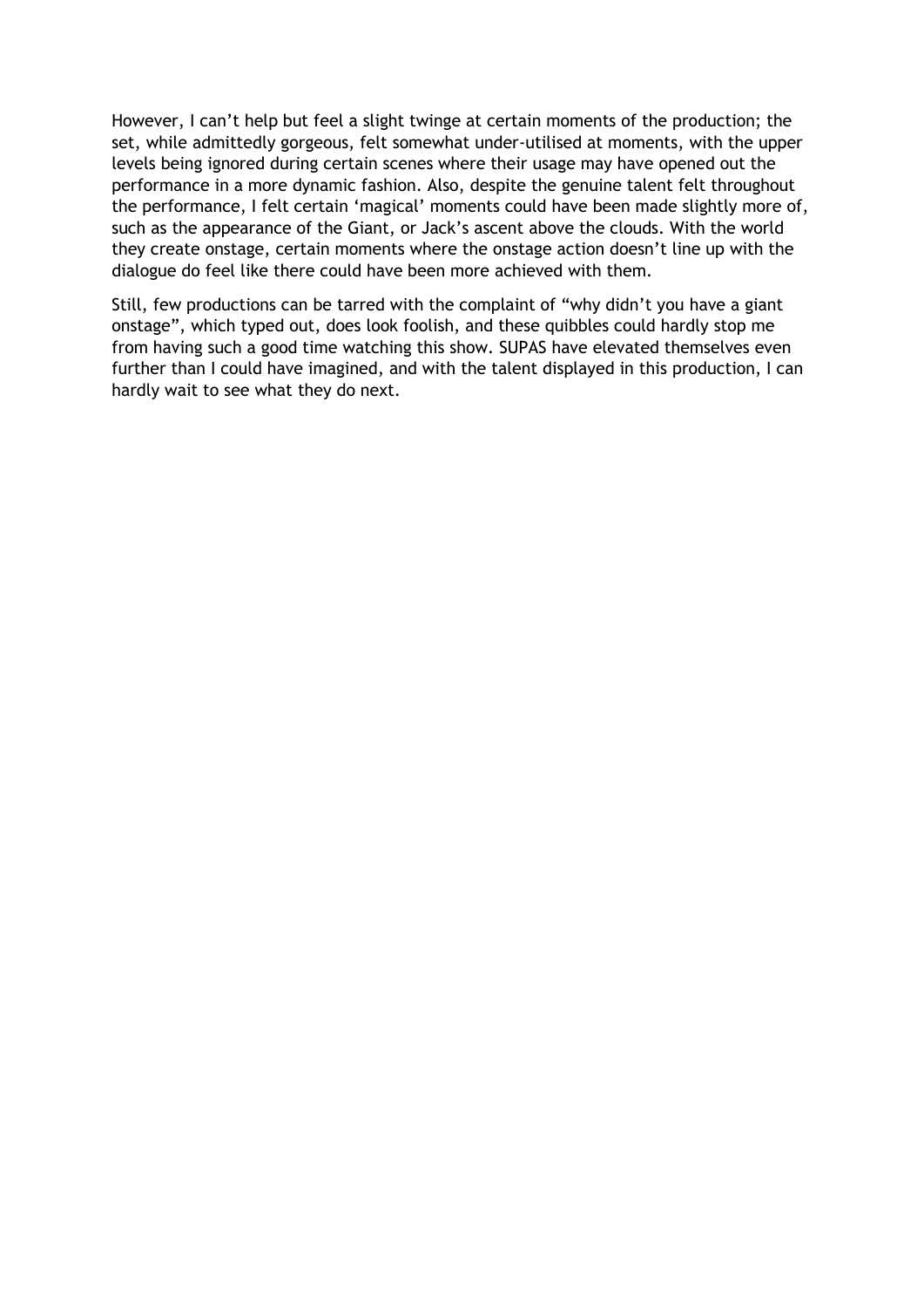However, I can't help but feel a slight twinge at certain moments of the production; the set, while admittedly gorgeous, felt somewhat under-utilised at moments, with the upper levels being ignored during certain scenes where their usage may have opened out the performance in a more dynamic fashion. Also, despite the genuine talent felt throughout the performance, I felt certain 'magical' moments could have been made slightly more of, such as the appearance of the Giant, or Jack's ascent above the clouds. With the world they create onstage, certain moments where the onstage action doesn't line up with the dialogue do feel like there could have been more achieved with them.

Still, few productions can be tarred with the complaint of "why didn't you have a giant onstage", which typed out, does look foolish, and these quibbles could hardly stop me from having such a good time watching this show. SUPAS have elevated themselves even further than I could have imagined, and with the talent displayed in this production, I can hardly wait to see what they do next.